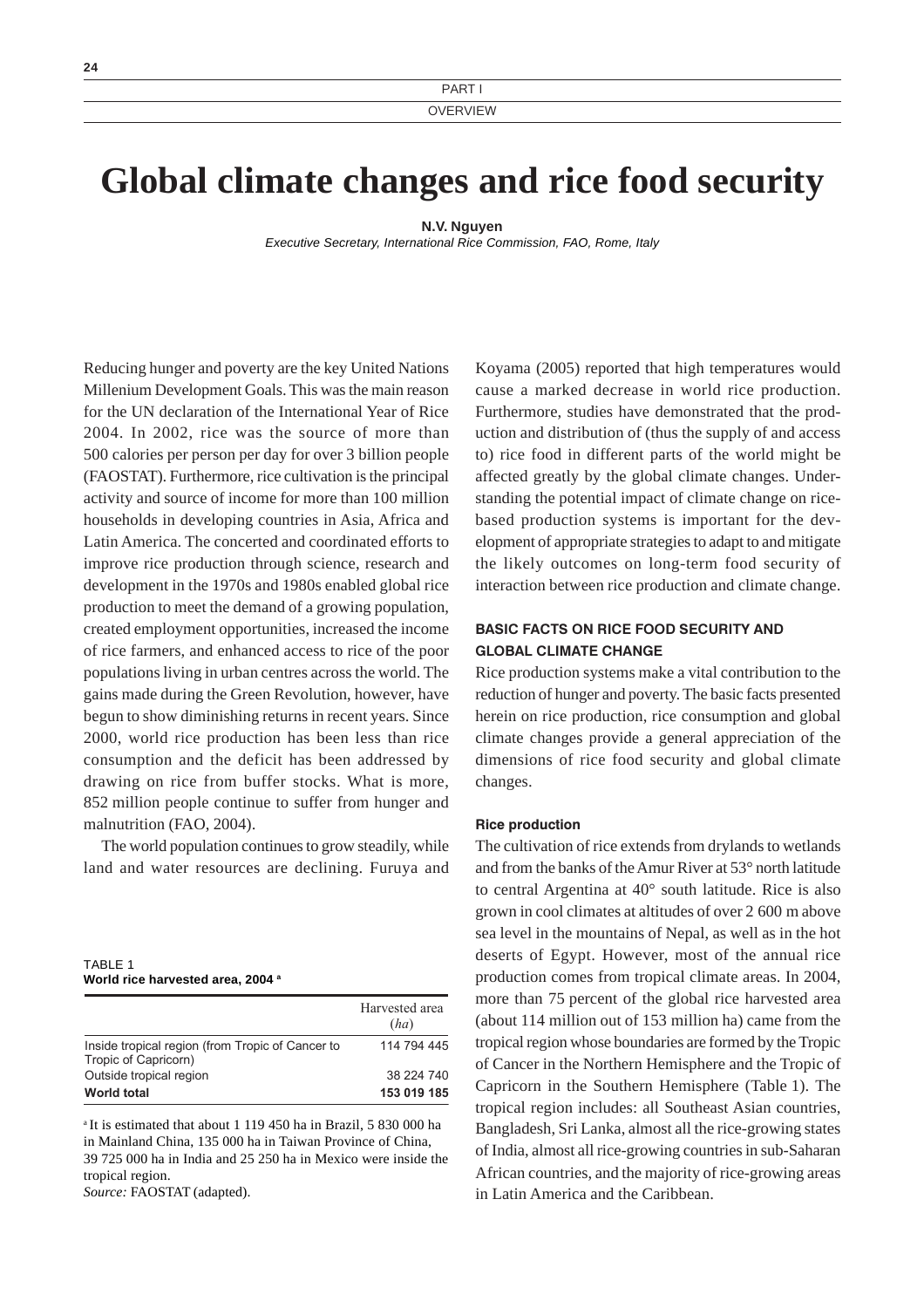# Global climate changes and rice food security

**N.V. Nguyen**

*Executive Secretary, International Rice Commission, FAO, Rome, Italy*

Reducing hunger and poverty are the key United Nations Millenium Development Goals. This was the main reason for the UN declaration of the International Year of Rice 2004. In 2002, rice was the source of more than 500 calories per person per day for over 3 billion people (FAOSTAT). Furthermore, rice cultivation is the principal activity and source of income for more than 100 million households in developing countries in Asia, Africa and Latin America. The concerted and coordinated efforts to improve rice production through science, research and development in the 1970s and 1980s enabled global rice production to meet the demand of a growing population, created employment opportunities, increased the income of rice farmers, and enhanced access to rice of the poor populations living in urban centres across the world. The gains made during the Green Revolution, however, have begun to show diminishing returns in recent years. Since 2000, world rice production has been less than rice consumption and the deficit has been addressed by drawing on rice from buffer stocks. What is more, 852 million people continue to suffer from hunger and malnutrition (FAO, 2004).

The world population continues to grow steadily, while land and water resources are declining. Furuya and Koyama (2005) reported that high temperatures would cause a marked decrease in world rice production. Furthermore, studies have demonstrated that the production and distribution of (thus the supply of and access to) rice food in different parts of the world might be affected greatly by the global climate changes. Understanding the potential impact of climate change on rice-based production systems is important for the development of appropriate strategies to adapt to and mitigate the likely outcomes on long-term food security of interaction between rice production and climate change.

## BASIC FACTS ON RICE FOOD SECURITY AND GLOBAL CLIMATE CHANGE

Rice production systems make a vital contribution to the reduction of hunger and poverty. The basic facts presented herein on rice production, rice consumption and global climate changes provide a general appreciation of the dimensions of rice food security and global climate changes.

### Rice production

The cultivation of rice extends from drylands to wetlands and from the banks of the Amur River at 53° north latitude to central Argentina at 40° south latitude. Rice is also grown in cool climates at altitudes of over 2 600 m above sea level in the mountains of Nepal, as well as in the hot deserts of Egypt. However, most of the annual rice production comes from tropical climate areas. In 2004, more than 75 percent of the global rice harvested area (about 114 million out of 153 million ha) came from the tropical region whose boundaries are formed by the Tropic of Cancer in the Northern Hemisphere and the Tropic of Capricorn in the Southern Hemisphere (Table 1). The tropical region includes: all Southeast Asian countries, Bangladesh, Sri Lanka, almost all the rice-growing states of India, almost all rice-growing countries in sub-Saharan African countries, and the majority of rice-growing areas in Latin America and the Caribbean.

TABLE 1
**World rice harvested area, 2004 [a]**

| | Harvested area (*ha*) |
|---|---|
| Inside tropical region (from Tropic of Cancer to Tropic of Capricorn) | 114 794 445 |
| Outside tropical region | 38 224 740 |
| **World total** | **153 019 185** |

[a] It is estimated that about 1 119 450 ha in Brazil, 5 830 000 ha in Mainland China, 135 000 ha in Taiwan Province of China, 39 725 000 ha in India and 25 250 ha in Mexico were inside the tropical region.

*Source:* FAOSTAT (adapted).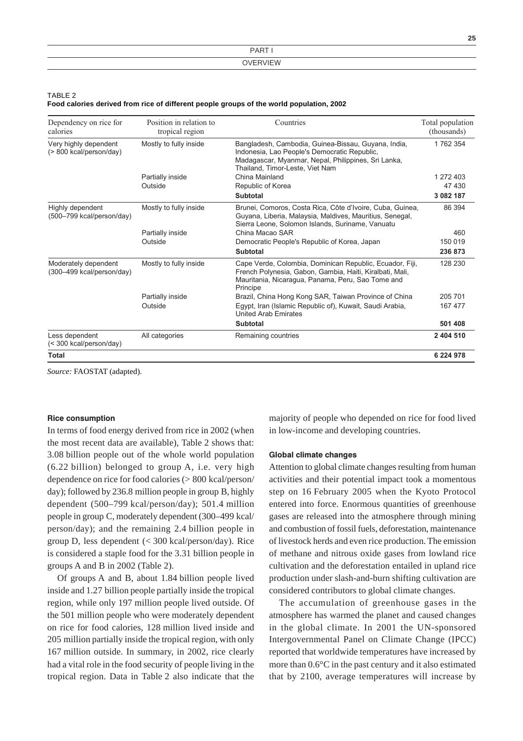TABLE 2
**Food calories derived from rice of different people groups of the world population, 2002**

| Dependency on rice for calories | Position in relation to tropical region | Countries | Total population (thousands) |
|---|---|---|---|
| Very highly dependent (> 800 kcal/person/day) | Mostly to fully inside | Bangladesh, Cambodia, Guinea-Bissau, Guyana, India, Indonesia, Lao People's Democratic Republic, Madagascar, Myanmar, Nepal, Philippines, Sri Lanka, Thailand, Timor-Leste, Viet Nam | 1 762 354 |
| | Partially inside | China Mainland | 1 272 403 |
| | Outside | Republic of Korea | 47 430 |
| | | **Subtotal** | **3 082 187** |
| Highly dependent (500–799 kcal/person/day) | Mostly to fully inside | Brunei, Comoros, Costa Rica, Côte d'Ivoire, Cuba, Guinea, Guyana, Liberia, Malaysia, Maldives, Mauritius, Senegal, Sierra Leone, Solomon Islands, Suriname, Vanuatu | 86 394 |
| | Partially inside | China Macao SAR | 460 |
| | Outside | Democratic People's Republic of Korea, Japan | 150 019 |
| | | **Subtotal** | **236 873** |
| Moderately dependent (300–499 kcal/person/day) | Mostly to fully inside | Cape Verde, Colombia, Dominican Republic, Ecuador, Fiji, French Polynesia, Gabon, Gambia, Haiti, Kiralbati, Mali, Mauritania, Nicaragua, Panama, Peru, Sao Tome and Principe | 128 230 |
| | Partially inside | Brazil, China Hong Kong SAR, Taiwan Province of China | 205 701 |
| | Outside | Egypt, Iran (Islamic Republic of), Kuwait, Saudi Arabia, United Arab Emirates | 167 477 |
| | | **Subtotal** | **501 408** |
| Less dependent (< 300 kcal/person/day) | All categories | Remaining countries | **2 404 510** |
| **Total** | | | **6 224 978** |

*Source:* FAOSTAT (adapted).

#### Rice consumption

In terms of food energy derived from rice in 2002 (when the most recent data are available), Table 2 shows that: 3.08 billion people out of the whole world population (6.22 billion) belonged to group A, i.e. very high dependence on rice for food calories (> 800 kcal/person/day); followed by 236.8 million people in group B, highly dependent (500–799 kcal/person/day); 501.4 million people in group C, moderately dependent (300–499 kcal/person/day); and the remaining 2.4 billion people in group D, less dependent (< 300 kcal/person/day). Rice is considered a staple food for the 3.31 billion people in groups A and B in 2002 (Table 2).

Of groups A and B, about 1.84 billion people lived inside and 1.27 billion people partially inside the tropical region, while only 197 million people lived outside. Of the 501 million people who were moderately dependent on rice for food calories, 128 million lived inside and 205 million partially inside the tropical region, with only 167 million outside. In summary, in 2002, rice clearly had a vital role in the food security of people living in the tropical region. Data in Table 2 also indicate that the majority of people who depended on rice for food lived in low-income and developing countries.

#### Global climate changes

Attention to global climate changes resulting from human activities and their potential impact took a momentous step on 16 February 2005 when the Kyoto Protocol entered into force. Enormous quantities of greenhouse gases are released into the atmosphere through mining and combustion of fossil fuels, deforestation, maintenance of livestock herds and even rice production. The emission of methane and nitrous oxide gases from lowland rice cultivation and the deforestation entailed in upland rice production under slash-and-burn shifting cultivation are considered contributors to global climate changes.

The accumulation of greenhouse gases in the atmosphere has warmed the planet and caused changes in the global climate. In 2001 the UN-sponsored Intergovernmental Panel on Climate Change (IPCC) reported that worldwide temperatures have increased by more than 0.6°C in the past century and it also estimated that by 2100, average temperatures will increase by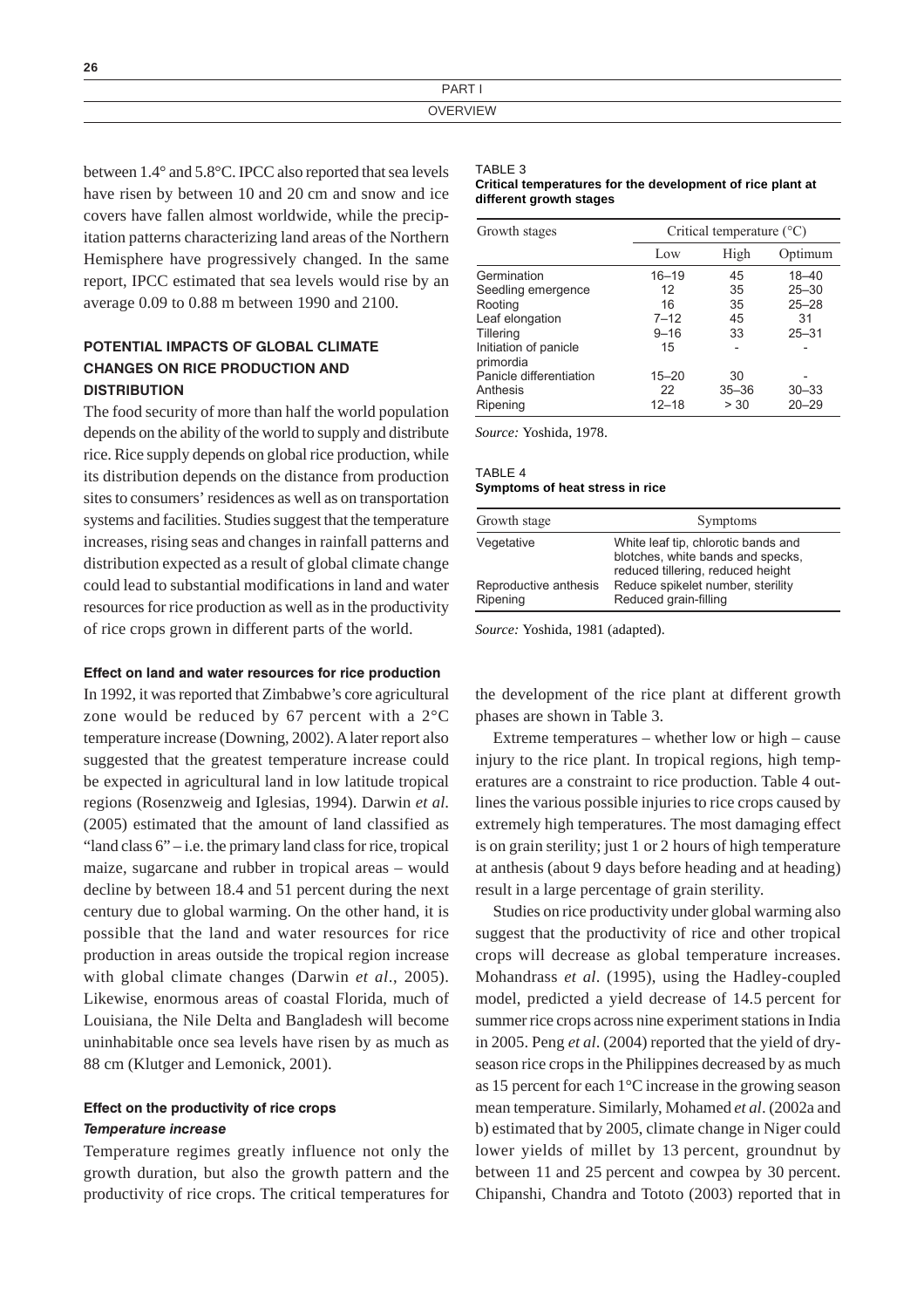between 1.4° and 5.8°C. IPCC also reported that sea levels have risen by between 10 and 20 cm and snow and ice covers have fallen almost worldwide, while the precipitation patterns characterizing land areas of the Northern Hemisphere have progressively changed. In the same report, IPCC estimated that sea levels would rise by an average 0.09 to 0.88 m between 1990 and 2100.

## POTENTIAL IMPACTS OF GLOBAL CLIMATE CHANGES ON RICE PRODUCTION AND DISTRIBUTION

The food security of more than half the world population depends on the ability of the world to supply and distribute rice. Rice supply depends on global rice production, while its distribution depends on the distance from production sites to consumers' residences as well as on transportation systems and facilities. Studies suggest that the temperature increases, rising seas and changes in rainfall patterns and distribution expected as a result of global climate change could lead to substantial modifications in land and water resources for rice production as well as in the productivity of rice crops grown in different parts of the world.

### Effect on land and water resources for rice production

In 1992, it was reported that Zimbabwe's core agricultural zone would be reduced by 67 percent with a 2°C temperature increase (Downing, 2002). A later report also suggested that the greatest temperature increase could be expected in agricultural land in low latitude tropical regions (Rosenzweig and Iglesias, 1994). Darwin *et al*. (2005) estimated that the amount of land classified as "land class 6" – i.e. the primary land class for rice, tropical maize, sugarcane and rubber in tropical areas – would decline by between 18.4 and 51 percent during the next century due to global warming. On the other hand, it is possible that the land and water resources for rice production in areas outside the tropical region increase with global climate changes (Darwin *et al*., 2005). Likewise, enormous areas of coastal Florida, much of Louisiana, the Nile Delta and Bangladesh will become uninhabitable once sea levels have risen by as much as 88 cm (Klutger and Lemonick, 2001).

### Effect on the productivity of rice crops

#### *Temperature increase*

Temperature regimes greatly influence not only the growth duration, but also the growth pattern and the productivity of rice crops. The critical temperatures for the development of the rice plant at different growth phases are shown in Table 3.

TABLE 3
**Critical temperatures for the development of rice plant at different growth stages**

| Growth stages | Critical temperature (°C) | | |
|---|---|---|---|
| | Low | High | Optimum |
| Germination | 16–19 | 45 | 18–40 |
| Seedling emergence | 12 | 35 | 25–30 |
| Rooting | 16 | 35 | 25–28 |
| Leaf elongation | 7–12 | 45 | 31 |
| Tillering | 9–16 | 33 | 25–31 |
| Initiation of panicle primordia | 15 | - | - |
| Panicle differentiation | 15–20 | 30 | - |
| Anthesis | 22 | 35–36 | 30–33 |
| Ripening | 12–18 | > 30 | 20–29 |

*Source:* Yoshida, 1978.

TABLE 4
**Symptoms of heat stress in rice**

| Growth stage | Symptoms |
|---|---|
| Vegetative | White leaf tip, chlorotic bands and blotches, white bands and specks, reduced tillering, reduced height |
| Reproductive anthesis | Reduce spikelet number, sterility |
| Ripening | Reduced grain-filling |

*Source:* Yoshida, 1981 (adapted).

Extreme temperatures – whether low or high – cause injury to the rice plant. In tropical regions, high temperatures are a constraint to rice production. Table 4 outlines the various possible injuries to rice crops caused by extremely high temperatures. The most damaging effect is on grain sterility; just 1 or 2 hours of high temperature at anthesis (about 9 days before heading and at heading) result in a large percentage of grain sterility.

Studies on rice productivity under global warming also suggest that the productivity of rice and other tropical crops will decrease as global temperature increases. Mohandrass *et al*. (1995), using the Hadley-coupled model, predicted a yield decrease of 14.5 percent for summer rice crops across nine experiment stations in India in 2005. Peng *et al*. (2004) reported that the yield of dry-season rice crops in the Philippines decreased by as much as 15 percent for each 1°C increase in the growing season mean temperature. Similarly, Mohamed *et al*. (2002a and b) estimated that by 2005, climate change in Niger could lower yields of millet by 13 percent, groundnut by between 11 and 25 percent and cowpea by 30 percent. Chipanshi, Chandra and Tototo (2003) reported that in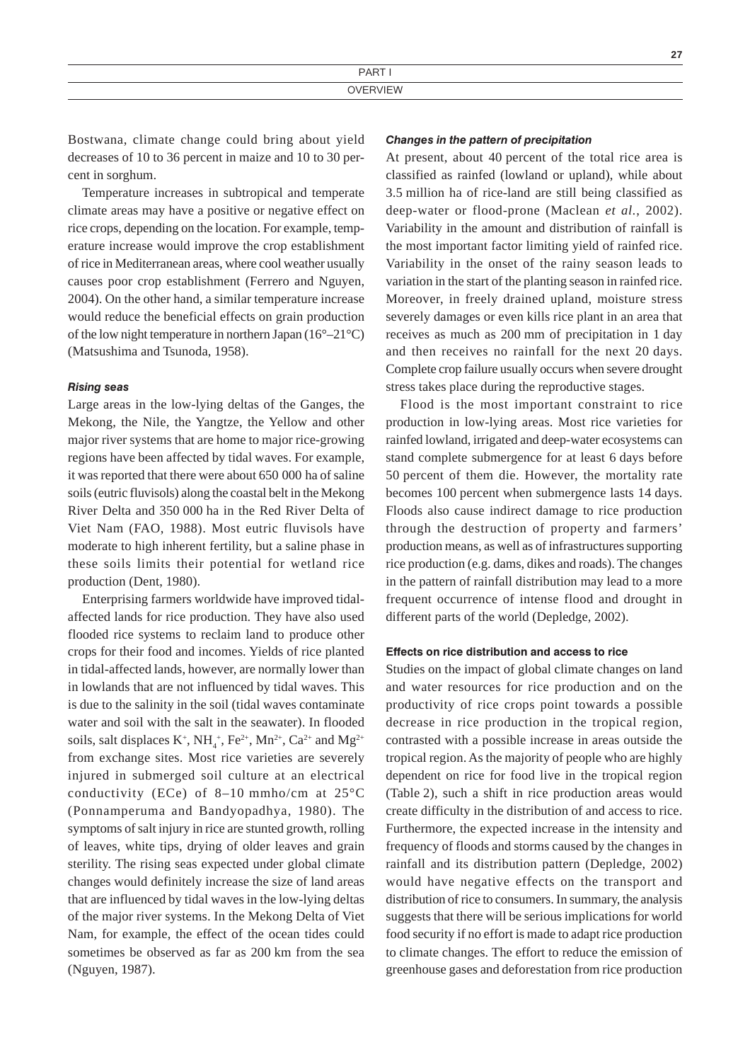Bostwana, climate change could bring about yield decreases of 10 to 36 percent in maize and 10 to 30 percent in sorghum.

Temperature increases in subtropical and temperate climate areas may have a positive or negative effect on rice crops, depending on the location. For example, temperature increase would improve the crop establishment of rice in Mediterranean areas, where cool weather usually causes poor crop establishment (Ferrero and Nguyen, 2004). On the other hand, a similar temperature increase would reduce the beneficial effects on grain production of the low night temperature in northern Japan (16°–21°C) (Matsushima and Tsunoda, 1958).

#### *Rising seas*

Large areas in the low-lying deltas of the Ganges, the Mekong, the Nile, the Yangtze, the Yellow and other major river systems that are home to major rice-growing regions have been affected by tidal waves. For example, it was reported that there were about 650 000 ha of saline soils (eutric fluvisols) along the coastal belt in the Mekong River Delta and 350 000 ha in the Red River Delta of Viet Nam (FAO, 1988). Most eutric fluvisols have moderate to high inherent fertility, but a saline phase in these soils limits their potential for wetland rice production (Dent, 1980).

Enterprising farmers worldwide have improved tidal-affected lands for rice production. They have also used flooded rice systems to reclaim land to produce other crops for their food and incomes. Yields of rice planted in tidal-affected lands, however, are normally lower than in lowlands that are not influenced by tidal waves. This is due to the salinity in the soil (tidal waves contaminate water and soil with the salt in the seawater). In flooded soils, salt displaces $K^+$, $NH_4^+$, $Fe^{2+}$, $Mn^{2+}$, $Ca^{2+}$ and $Mg^{2+}$ from exchange sites. Most rice varieties are severely injured in submerged soil culture at an electrical conductivity (ECe) of 8–10 mmho/cm at 25°C (Ponnamperuma and Bandyopadhya, 1980). The symptoms of salt injury in rice are stunted growth, rolling of leaves, white tips, drying of older leaves and grain sterility. The rising seas expected under global climate changes would definitely increase the size of land areas that are influenced by tidal waves in the low-lying deltas of the major river systems. In the Mekong Delta of Viet Nam, for example, the effect of the ocean tides could sometimes be observed as far as 200 km from the sea (Nguyen, 1987).

#### *Changes in the pattern of precipitation*

At present, about 40 percent of the total rice area is classified as rainfed (lowland or upland), while about 3.5 million ha of rice-land are still being classified as deep-water or flood-prone (Maclean *et al.*, 2002). Variability in the amount and distribution of rainfall is the most important factor limiting yield of rainfed rice. Variability in the onset of the rainy season leads to variation in the start of the planting season in rainfed rice. Moreover, in freely drained upland, moisture stress severely damages or even kills rice plant in an area that receives as much as 200 mm of precipitation in 1 day and then receives no rainfall for the next 20 days. Complete crop failure usually occurs when severe drought stress takes place during the reproductive stages.

Flood is the most important constraint to rice production in low-lying areas. Most rice varieties for rainfed lowland, irrigated and deep-water ecosystems can stand complete submergence for at least 6 days before 50 percent of them die. However, the mortality rate becomes 100 percent when submergence lasts 14 days. Floods also cause indirect damage to rice production through the destruction of property and farmers' production means, as well as of infrastructures supporting rice production (e.g. dams, dikes and roads). The changes in the pattern of rainfall distribution may lead to a more frequent occurrence of intense flood and drought in different parts of the world (Depledge, 2002).

### Effects on rice distribution and access to rice

Studies on the impact of global climate changes on land and water resources for rice production and on the productivity of rice crops point towards a possible decrease in rice production in the tropical region, contrasted with a possible increase in areas outside the tropical region. As the majority of people who are highly dependent on rice for food live in the tropical region (Table 2), such a shift in rice production areas would create difficulty in the distribution of and access to rice. Furthermore, the expected increase in the intensity and frequency of floods and storms caused by the changes in rainfall and its distribution pattern (Depledge, 2002) would have negative effects on the transport and distribution of rice to consumers. In summary, the analysis suggests that there will be serious implications for world food security if no effort is made to adapt rice production to climate changes. The effort to reduce the emission of greenhouse gases and deforestation from rice production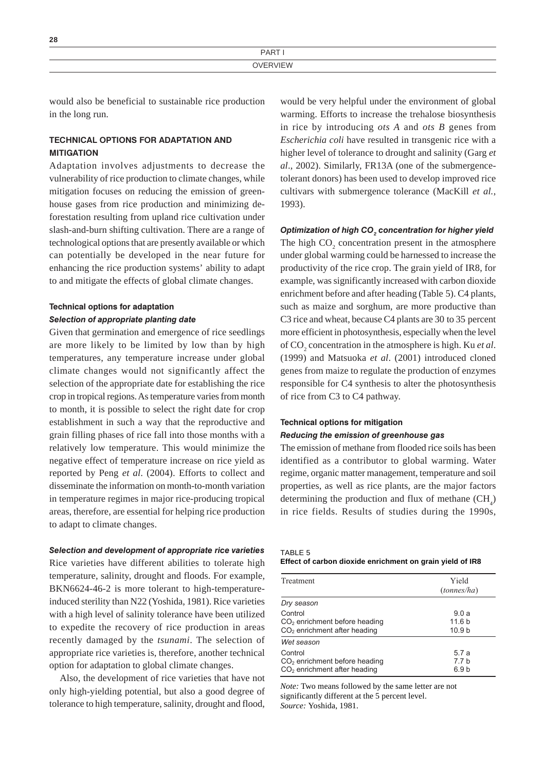would also be beneficial to sustainable rice production in the long run.

## TECHNICAL OPTIONS FOR ADAPTATION AND MITIGATION

Adaptation involves adjustments to decrease the vulnerability of rice production to climate changes, while mitigation focuses on reducing the emission of greenhouse gases from rice production and minimizing deforestation resulting from upland rice cultivation under slash-and-burn shifting cultivation. There are a range of technological options that are presently available or which can potentially be developed in the near future for enhancing the rice production systems' ability to adapt to and mitigate the effects of global climate changes.

### Technical options for adaptation

#### *Selection of appropriate planting date*

Given that germination and emergence of rice seedlings are more likely to be limited by low than by high temperatures, any temperature increase under global climate changes would not significantly affect the selection of the appropriate date for establishing the rice crop in tropical regions. As temperature varies from month to month, it is possible to select the right date for crop establishment in such a way that the reproductive and grain filling phases of rice fall into those months with a relatively low temperature. This would minimize the negative effect of temperature increase on rice yield as reported by Peng *et al*. (2004). Efforts to collect and disseminate the information on month-to-month variation in temperature regimes in major rice-producing tropical areas, therefore, are essential for helping rice production to adapt to climate changes.

#### *Selection and development of appropriate rice varieties*

Rice varieties have different abilities to tolerate high temperature, salinity, drought and floods. For example, BKN6624-46-2 is more tolerant to high-temperature-induced sterility than N22 (Yoshida, 1981). Rice varieties with a high level of salinity tolerance have been utilized to expedite the recovery of rice production in areas recently damaged by the *tsunami*. The selection of appropriate rice varieties is, therefore, another technical option for adaptation to global climate changes.

Also, the development of rice varieties that have not only high-yielding potential, but also a good degree of tolerance to high temperature, salinity, drought and flood, would be very helpful under the environment of global warming. Efforts to increase the trehalose biosynthesis in rice by introducing *ots A* and *ots B* genes from *Escherichia coli* have resulted in transgenic rice with a higher level of tolerance to drought and salinity (Garg *et al*., 2002). Similarly, FR13A (one of the submergence-tolerant donors) has been used to develop improved rice cultivars with submergence tolerance (MacKill *et al.*, 1993).

#### *Optimization of high $CO_2$ concentration for higher yield*

The high $CO_2$ concentration present in the atmosphere under global warming could be harnessed to increase the productivity of the rice crop. The grain yield of IR8, for example, was significantly increased with carbon dioxide enrichment before and after heading (Table 5). C4 plants, such as maize and sorghum, are more productive than C3 rice and wheat, because C4 plants are 30 to 35 percent more efficient in photosynthesis, especially when the level of $CO_2$ concentration in the atmosphere is high. Ku *et al*. (1999) and Matsuoka *et al*. (2001) introduced cloned genes from maize to regulate the production of enzymes responsible for C4 synthesis to alter the photosynthesis of rice from C3 to C4 pathway.

### Technical options for mitigation

#### *Reducing the emission of greenhouse gas*

The emission of methane from flooded rice soils has been identified as a contributor to global warming. Water regime, organic matter management, temperature and soil properties, as well as rice plants, are the major factors determining the production and flux of methane ($CH_4$) in rice fields. Results of studies during the 1990s,

TABLE 5
**Effect of carbon dioxide enrichment on grain yield of IR8**

| Treatment | Yield (*tonnes/ha*) |
|---|---|
| *Dry season* | |
| Control | 9.0 a |
| $CO_2$ enrichment before heading | 11.6 b |
| $CO_2$ enrichment after heading | 10.9 b |
| *Wet season* | |
| Control | 5.7 a |
| $CO_2$ enrichment before heading | 7.7 b |
| $CO_2$ enrichment after heading | 6.9 b |

*Note:* Two means followed by the same letter are not significantly different at the 5 percent level.
*Source:* Yoshida, 1981.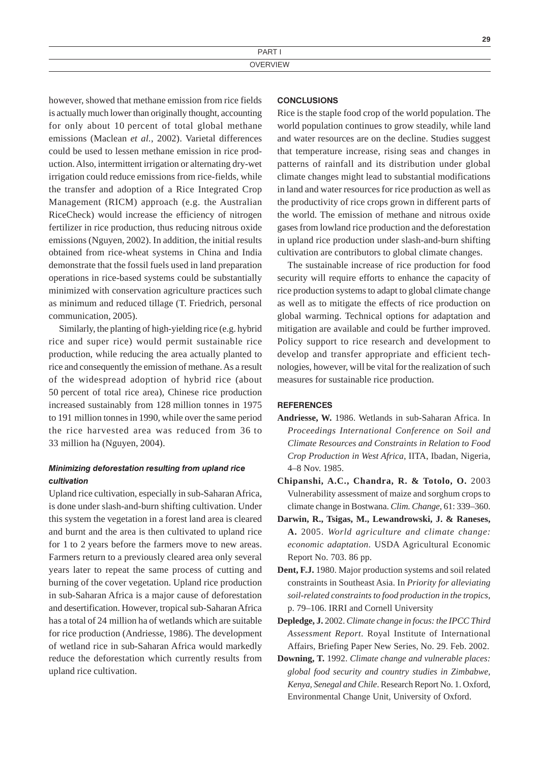however, showed that methane emission from rice fields is actually much lower than originally thought, accounting for only about 10 percent of total global methane emissions (Maclean *et al.*, 2002). Varietal differences could be used to lessen methane emission in rice production. Also, intermittent irrigation or alternating dry-wet irrigation could reduce emissions from rice-fields, while the transfer and adoption of a Rice Integrated Crop Management (RICM) approach (e.g. the Australian RiceCheck) would increase the efficiency of nitrogen fertilizer in rice production, thus reducing nitrous oxide emissions (Nguyen, 2002). In addition, the initial results obtained from rice-wheat systems in China and India demonstrate that the fossil fuels used in land preparation operations in rice-based systems could be substantially minimized with conservation agriculture practices such as minimum and reduced tillage (T. Friedrich, personal communication, 2005).

Similarly, the planting of high-yielding rice (e.g. hybrid rice and super rice) would permit sustainable rice production, while reducing the area actually planted to rice and consequently the emission of methane. As a result of the widespread adoption of hybrid rice (about 50 percent of total rice area), Chinese rice production increased sustainably from 128 million tonnes in 1975 to 191 million tonnes in 1990, while over the same period the rice harvested area was reduced from 36 to 33 million ha (Nguyen, 2004).

### *Minimizing deforestation resulting from upland rice cultivation*

Upland rice cultivation, especially in sub-Saharan Africa, is done under slash-and-burn shifting cultivation. Under this system the vegetation in a forest land area is cleared and burnt and the area is then cultivated to upland rice for 1 to 2 years before the farmers move to new areas. Farmers return to a previously cleared area only several years later to repeat the same process of cutting and burning of the cover vegetation. Upland rice production in sub-Saharan Africa is a major cause of deforestation and desertification. However, tropical sub-Saharan Africa has a total of 24 million ha of wetlands which are suitable for rice production (Andriesse, 1986). The development of wetland rice in sub-Saharan Africa would markedly reduce the deforestation which currently results from upland rice cultivation.

## CONCLUSIONS

Rice is the staple food crop of the world population. The world population continues to grow steadily, while land and water resources are on the decline. Studies suggest that temperature increase, rising seas and changes in patterns of rainfall and its distribution under global climate changes might lead to substantial modifications in land and water resources for rice production as well as the productivity of rice crops grown in different parts of the world. The emission of methane and nitrous oxide gases from lowland rice production and the deforestation in upland rice production under slash-and-burn shifting cultivation are contributors to global climate changes.

The sustainable increase of rice production for food security will require efforts to enhance the capacity of rice production systems to adapt to global climate change as well as to mitigate the effects of rice production on global warming. Technical options for adaptation and mitigation are available and could be further improved. Policy support to rice research and development to develop and transfer appropriate and efficient technologies, however, will be vital for the realization of such measures for sustainable rice production.

## REFERENCES

**Andriesse, W.** 1986. Wetlands in sub-Saharan Africa. In *Proceedings International Conference on Soil and Climate Resources and Constraints in Relation to Food Crop Production in West Africa*, IITA, Ibadan, Nigeria, 4–8 Nov. 1985.

**Chipanshi, A.C., Chandra, R. & Totolo, O.** 2003 Vulnerability assessment of maize and sorghum crops to climate change in Bostwana. *Clim. Change*, 61: 339–360.

**Darwin, R., Tsigas, M., Lewandrowski, J. & Raneses, A.** 2005. *World agriculture and climate change: economic adaptation*. USDA Agricultural Economic Report No. 703. 86 pp.

**Dent, F.J.** 1980. Major production systems and soil related constraints in Southeast Asia. In *Priority for alleviating soil-related constraints to food production in the tropics*, p. 79–106. IRRI and Cornell University

**Depledge, J.** 2002. *Climate change in focus: the IPCC Third Assessment Report*. Royal Institute of International Affairs, Briefing Paper New Series, No. 29. Feb. 2002.

**Downing, T.** 1992. *Climate change and vulnerable places: global food security and country studies in Zimbabwe, Kenya, Senegal and Chile*. Research Report No. 1. Oxford, Environmental Change Unit, University of Oxford.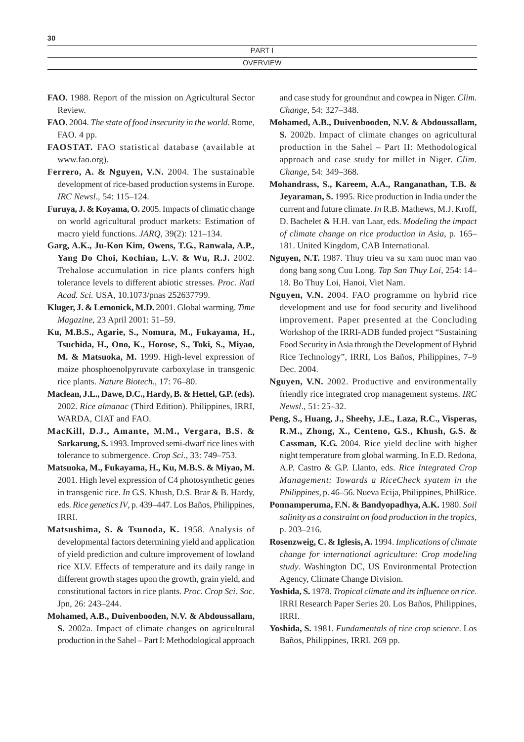**FAO.** 1988. Report of the mission on Agricultural Sector Review.

**FAO.** 2004. *The state of food insecurity in the world*. Rome, FAO. 4 pp.

**FAOSTAT.** FAO statistical database (available at www.fao.org).

**Ferrero, A. & Nguyen, V.N.** 2004. The sustainable development of rice-based production systems in Europe. *IRC Newsl*., 54: 115–124.

**Furuya, J. & Koyama, O.** 2005. Impacts of climatic change on world agricultural product markets: Estimation of macro yield functions. *JARQ*, 39(2): 121–134.

**Garg, A.K., Ju-Kon Kim, Owens, T.G., Ranwala, A.P., Yang Do Choi, Kochian, L.V. & Wu, R.J.** 2002. Trehalose accumulation in rice plants confers high tolerance levels to different abiotic stresses. *Proc. Natl Acad. Sci.* USA, 10.1073/pnas 252637799.

**Kluger, J. & Lemonick, M.D.** 2001. Global warming. *Time Magazine*, 23 April 2001: 51–59.

**Ku, M.B.S., Agarie, S., Nomura, M., Fukayama, H., Tsuchida, H., Ono, K., Horose, S., Toki, S., Miyao, M. & Matsuoka, M.** 1999. High-level expression of maize phosphoenolpyruvate carboxylase in transgenic rice plants. *Nature Biotech*., 17: 76–80.

**Maclean, J.L., Dawe, D.C., Hardy, B. & Hettel, G.P. (eds).** 2002. *Rice almanac* (Third Edition). Philippines, IRRI, WARDA, CIAT and FAO.

**MacKill, D.J., Amante, M.M., Vergara, B.S. & Sarkarung, S.** 1993. Improved semi-dwarf rice lines with tolerance to submergence. *Crop Sci*., 33: 749–753.

**Matsuoka, M., Fukayama, H., Ku, M.B.S. & Miyao, M.** 2001. High level expression of C4 photosynthetic genes in transgenic rice. *In* G.S. Khush, D.S. Brar & B. Hardy, eds. *Rice genetics IV*, p. 439–447. Los Baños, Philippines, IRRI.

**Matsushima, S. & Tsunoda, K.** 1958. Analysis of developmental factors determining yield and application of yield prediction and culture improvement of lowland rice XLV. Effects of temperature and its daily range in different growth stages upon the growth, grain yield, and constitutional factors in rice plants. *Proc. Crop Sci. Soc*. Jpn, 26: 243–244.

**Mohamed, A.B., Duivenbooden, N.V. & Abdoussallam, S.** 2002a. Impact of climate changes on agricultural production in the Sahel – Part I: Methodological approach and case study for groundnut and cowpea in Niger. *Clim. Change*, 54: 327–348.

**Mohamed, A.B., Duivenbooden, N.V. & Abdoussallam, S.** 2002b. Impact of climate changes on agricultural production in the Sahel – Part II: Methodological approach and case study for millet in Niger. *Clim. Change*, 54: 349–368.

**Mohandrass, S., Kareem, A.A., Ranganathan, T.B. & Jeyaraman, S.** 1995. Rice production in India under the current and future climate. *In* R.B. Mathews, M.J. Kroff, D. Bachelet & H.H. van Laar, eds. *Modeling the impact of climate change on rice production in Asia*, p. 165–181. United Kingdom, CAB International.

**Nguyen, N.T.** 1987. Thuy trieu va su xam nuoc man vao dong bang song Cuu Long. *Tap San Thuy Loi*, 254: 14–18. Bo Thuy Loi, Hanoi, Viet Nam.

**Nguyen, V.N.** 2004. FAO programme on hybrid rice development and use for food security and livelihood improvement. Paper presented at the Concluding Workshop of the IRRI-ADB funded project "Sustaining Food Security in Asia through the Development of Hybrid Rice Technology", IRRI, Los Baños, Philippines, 7–9 Dec. 2004.

**Nguyen, V.N.** 2002. Productive and environmentally friendly rice integrated crop management systems. *IRC Newsl*., 51: 25–32.

**Peng, S., Huang, J., Sheehy, J.E., Laza, R.C., Visperas, R.M., Zhong, X., Centeno, G.S., Khush, G.S. & Cassman, K.G.** 2004. Rice yield decline with higher night temperature from global warming. In E.D. Redona, A.P. Castro & G.P. Llanto, eds. *Rice Integrated Crop Management: Towards a RiceCheck syatem in the Philippines*, p. 46–56. Nueva Ecija, Philippines, PhilRice.

**Ponnamperuma, F.N. & Bandyopadhya, A.K.** 1980. *Soil salinity as a constraint on food production in the tropics*, p. 203–216.

**Rosenzweig, C. & Iglesis, A.** 1994. *Implications of climate change for international agriculture: Crop modeling study*. Washington DC, US Environmental Protection Agency, Climate Change Division.

**Yoshida, S.** 1978. *Tropical climate and its influence on rice*. IRRI Research Paper Series 20. Los Baños, Philippines, IRRI.

**Yoshida, S.** 1981. *Fundamentals of rice crop science*. Los Baños, Philippines, IRRI. 269 pp.